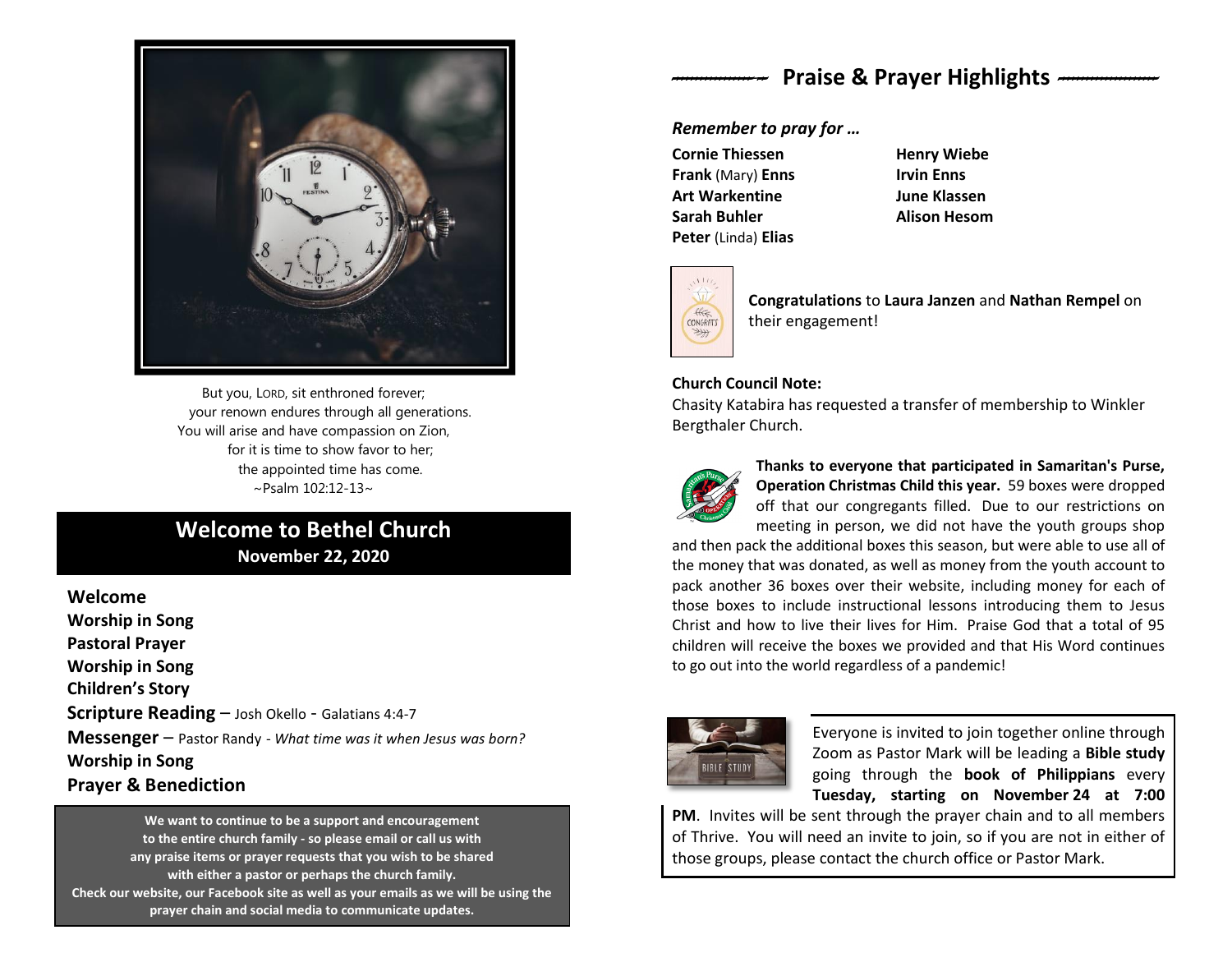But you, LORD, sit enthroned forever;
your renown endures through all generations.
You will arise and have compassion on Zion,
for it is time to show favor to her;
the appointed time has come.
~Psalm 102:12-13~

## Welcome to Bethel Church

**November 22, 2020**

**Welcome**
**Worship in Song**
**Pastoral Prayer**
**Worship in Song**
**Children's Story**
**Scripture Reading** – Josh Okello - Galatians 4:4-7
**Messenger** – Pastor Randy - *What time was it when Jesus was born?*
**Worship in Song**
**Prayer & Benediction**

**We want to continue to be a support and encouragement to the entire church family - so please email or call us with any praise items or prayer requests that you wish to be shared with either a pastor or perhaps the church family. Check our website, our Facebook site as well as your emails as we will be using the prayer chain and social media to communicate updates.**

## Praise & Prayer Highlights

***Remember to pray for …***

**Cornie Thiessen**
**Frank** (Mary) **Enns**
**Art Warkentine**
**Sarah Buhler**
**Peter** (Linda) **Elias**
**Henry Wiebe**
**Irvin Enns**
**June Klassen**
**Alison Hesom**

**Congratulations** to **Laura Janzen** and **Nathan Rempel** on their engagement!

**Church Council Note:**
Chasity Katabira has requested a transfer of membership to Winkler Bergthaler Church.

**Thanks to everyone that participated in Samaritan's Purse, Operation Christmas Child this year.** 59 boxes were dropped off that our congregants filled. Due to our restrictions on meeting in person, we did not have the youth groups shop and then pack the additional boxes this season, but were able to use all of the money that was donated, as well as money from the youth account to pack another 36 boxes over their website, including money for each of those boxes to include instructional lessons introducing them to Jesus Christ and how to live their lives for Him. Praise God that a total of 95 children will receive the boxes we provided and that His Word continues to go out into the world regardless of a pandemic!

Everyone is invited to join together online through Zoom as Pastor Mark will be leading a **Bible study** going through the **book of Philippians** every **Tuesday, starting on November 24 at 7:00 PM**. Invites will be sent through the prayer chain and to all members of Thrive. You will need an invite to join, so if you are not in either of those groups, please contact the church office or Pastor Mark.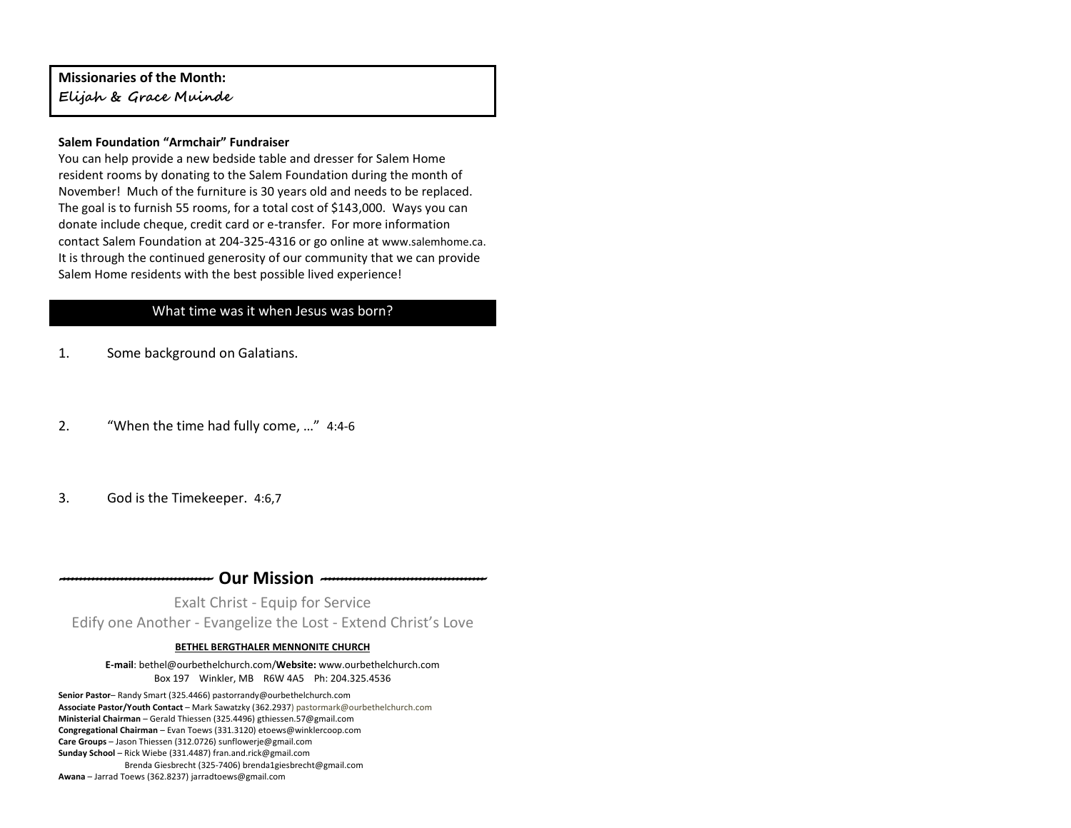**Missionaries of the Month:**
*Elijah & Grace Muinde*

**Salem Foundation "Armchair" Fundraiser**
You can help provide a new bedside table and dresser for Salem Home resident rooms by donating to the Salem Foundation during the month of November! Much of the furniture is 30 years old and needs to be replaced. The goal is to furnish 55 rooms, for a total cost of $143,000. Ways you can donate include cheque, credit card or e-transfer. For more information contact Salem Foundation at 204-325-4316 or go online at www.salemhome.ca. It is through the continued generosity of our community that we can provide Salem Home residents with the best possible lived experience!

## What time was it when Jesus was born?

1. Some background on Galatians.

2. "When the time had fully come, …" 4:4-6

3. God is the Timekeeper. 4:6,7

## Our Mission

Exalt Christ - Equip for Service
Edify one Another - Evangelize the Lost - Extend Christ's Love

**BETHEL BERGTHALER MENNONITE CHURCH**

**E-mail**: bethel@ourbethelchurch.com/**Website:** www.ourbethelchurch.com
Box 197 Winkler, MB R6W 4A5 Ph: 204.325.4536

**Senior Pastor**– Randy Smart (325.4466) pastorrandy@ourbethelchurch.com
**Associate Pastor/Youth Contact** – Mark Sawatzky (362.2937) pastormark@ourbethelchurch.com
**Ministerial Chairman** – Gerald Thiessen (325.4496) gthiessen.57@gmail.com
**Congregational Chairman** – Evan Toews (331.3120) etoews@winklercoop.com
**Care Groups** – Jason Thiessen (312.0726) sunflowerje@gmail.com
**Sunday School** – Rick Wiebe (331.4487) fran.and.rick@gmail.com
Brenda Giesbrecht (325-7406) brenda1giesbrecht@gmail.com
**Awana** – Jarrad Toews (362.8237) jarradtoews@gmail.com